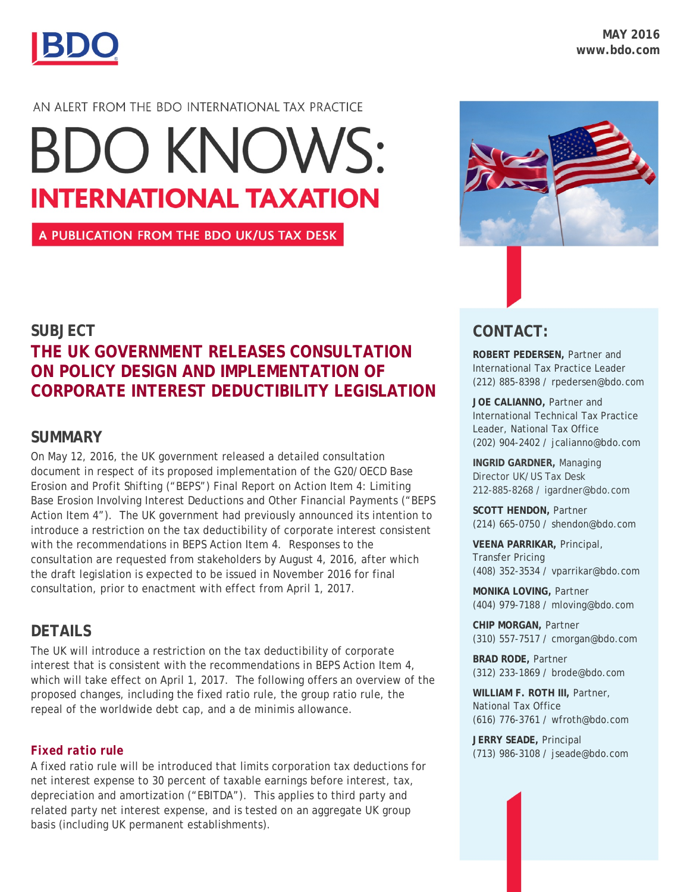MAY 2016
www.bdo.com

AN ALERT FROM THE BDO INTERNATIONAL TAX PRACTICE

# BDO KNOWS: INTERNATIONAL TAXATION

A PUBLICATION FROM THE BDO UK/US TAX DESK

## SUBJECT

## THE UK GOVERNMENT RELEASES CONSULTATION ON POLICY DESIGN AND IMPLEMENTATION OF CORPORATE INTEREST DEDUCTIBILITY LEGISLATION

## SUMMARY

On May 12, 2016, the UK government released a detailed consultation document in respect of its proposed implementation of the G20/OECD Base Erosion and Profit Shifting ("BEPS") Final Report on Action Item 4: Limiting Base Erosion Involving Interest Deductions and Other Financial Payments ("BEPS Action Item 4"). The UK government had previously announced its intention to introduce a restriction on the tax deductibility of corporate interest consistent with the recommendations in BEPS Action Item 4. Responses to the consultation are requested from stakeholders by August 4, 2016, after which the draft legislation is expected to be issued in November 2016 for final consultation, prior to enactment with effect from April 1, 2017.

## DETAILS

The UK will introduce a restriction on the tax deductibility of corporate interest that is consistent with the recommendations in BEPS Action Item 4, which will take effect on April 1, 2017. The following offers an overview of the proposed changes, including the fixed ratio rule, the group ratio rule, the repeal of the worldwide debt cap, and a de minimis allowance.

### Fixed ratio rule

A fixed ratio rule will be introduced that limits corporation tax deductions for net interest expense to 30 percent of taxable earnings before interest, tax, depreciation and amortization ("EBITDA"). This applies to third party and related party net interest expense, and is tested on an aggregate UK group basis (including UK permanent establishments).

## CONTACT:

**ROBERT PEDERSEN,** Partner and International Tax Practice Leader
(212) 885-8398 / rpedersen@bdo.com

**JOE CALIANNO,** Partner and International Technical Tax Practice Leader, National Tax Office
(202) 904-2402 / jcalianno@bdo.com

**INGRID GARDNER,** Managing Director UK/US Tax Desk
212-885-8268 / igardner@bdo.com

**SCOTT HENDON,** Partner
(214) 665-0750 / shendon@bdo.com

**VEENA PARRIKAR,** Principal, Transfer Pricing
(408) 352-3534 / vparrikar@bdo.com

**MONIKA LOVING,** Partner
(404) 979-7188 / mloving@bdo.com

**CHIP MORGAN,** Partner
(310) 557-7517 / cmorgan@bdo.com

**BRAD RODE,** Partner
(312) 233-1869 / brode@bdo.com

**WILLIAM F. ROTH III,** Partner, National Tax Office
(616) 776-3761 / wfroth@bdo.com

**JERRY SEADE,** Principal
(713) 986-3108 / jseade@bdo.com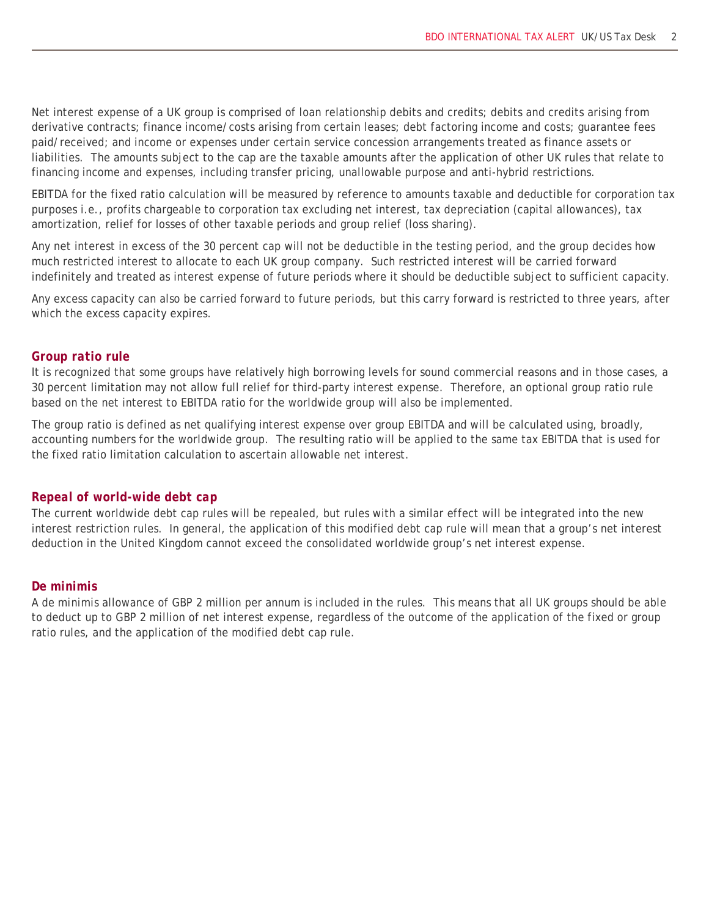Net interest expense of a UK group is comprised of loan relationship debits and credits; debits and credits arising from derivative contracts; finance income/costs arising from certain leases; debt factoring income and costs; guarantee fees paid/received; and income or expenses under certain service concession arrangements treated as finance assets or liabilities. The amounts subject to the cap are the taxable amounts after the application of other UK rules that relate to financing income and expenses, including transfer pricing, unallowable purpose and anti-hybrid restrictions.

EBITDA for the fixed ratio calculation will be measured by reference to amounts taxable and deductible for corporation tax purposes i.e., profits chargeable to corporation tax excluding net interest, tax depreciation (capital allowances), tax amortization, relief for losses of other taxable periods and group relief (loss sharing).

Any net interest in excess of the 30 percent cap will not be deductible in the testing period, and the group decides how much restricted interest to allocate to each UK group company. Such restricted interest will be carried forward indefinitely and treated as interest expense of future periods where it should be deductible subject to sufficient capacity.

Any excess capacity can also be carried forward to future periods, but this carry forward is restricted to three years, after which the excess capacity expires.

### *Group ratio rule*

It is recognized that some groups have relatively high borrowing levels for sound commercial reasons and in those cases, a 30 percent limitation may not allow full relief for third-party interest expense. Therefore, an optional group ratio rule based on the net interest to EBITDA ratio for the worldwide group will also be implemented.

The group ratio is defined as net qualifying interest expense over group EBITDA and will be calculated using, broadly, accounting numbers for the worldwide group. The resulting ratio will be applied to the same tax EBITDA that is used for the fixed ratio limitation calculation to ascertain allowable net interest.

### *Repeal of world-wide debt cap*

The current worldwide debt cap rules will be repealed, but rules with a similar effect will be integrated into the new interest restriction rules. In general, the application of this modified debt cap rule will mean that a group's net interest deduction in the United Kingdom cannot exceed the consolidated worldwide group's net interest expense.

### *De minimis*

A de minimis allowance of GBP 2 million per annum is included in the rules. This means that all UK groups should be able to deduct up to GBP 2 million of net interest expense, regardless of the outcome of the application of the fixed or group ratio rules, and the application of the modified debt cap rule.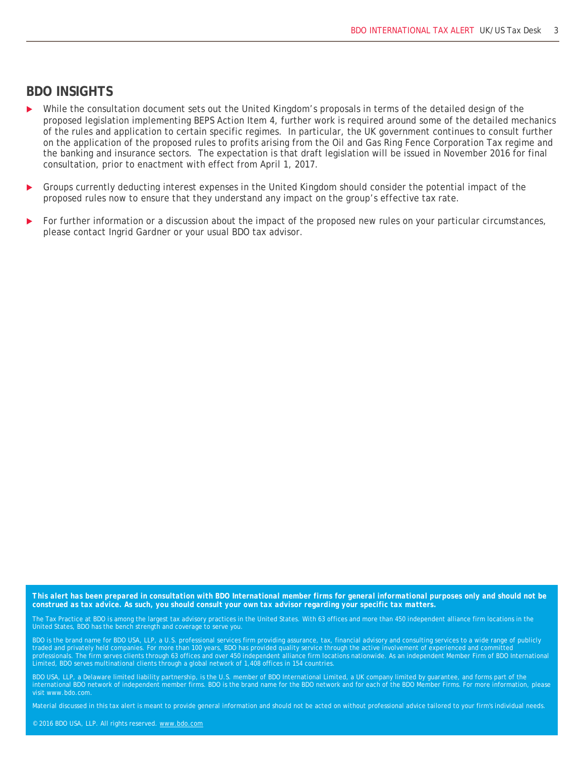## BDO INSIGHTS

- While the consultation document sets out the United Kingdom's proposals in terms of the detailed design of the proposed legislation implementing BEPS Action Item 4, further work is required around some of the detailed mechanics of the rules and application to certain specific regimes. In particular, the UK government continues to consult further on the application of the proposed rules to profits arising from the Oil and Gas Ring Fence Corporation Tax regime and the banking and insurance sectors. The expectation is that draft legislation will be issued in November 2016 for final consultation, prior to enactment with effect from April 1, 2017.
- Groups currently deducting interest expenses in the United Kingdom should consider the potential impact of the proposed rules now to ensure that they understand any impact on the group's effective tax rate.
- For further information or a discussion about the impact of the proposed new rules on your particular circumstances, please contact Ingrid Gardner or your usual BDO tax advisor.

***This alert has been prepared in consultation with BDO International member firms for general informational purposes only and should not be construed as tax advice. As such, you should consult your own tax advisor regarding your specific tax matters.***

The Tax Practice at BDO is among the largest tax advisory practices in the United States. With 63 offices and more than 450 independent alliance firm locations in the United States, BDO has the bench strength and coverage to serve you.

BDO is the brand name for BDO USA, LLP, a U.S. professional services firm providing assurance, tax, financial advisory and consulting services to a wide range of publicly traded and privately held companies. For more than 100 years, BDO has provided quality service through the active involvement of experienced and committed professionals. The firm serves clients through 63 offices and over 450 independent alliance firm locations nationwide. As an independent Member Firm of BDO International Limited, BDO serves multinational clients through a global network of 1,408 offices in 154 countries.

BDO USA, LLP, a Delaware limited liability partnership, is the U.S. member of BDO International Limited, a UK company limited by guarantee, and forms part of the international BDO network of independent member firms. BDO is the brand name for the BDO network and for each of the BDO Member Firms. For more information, please visit www.bdo.com.

Material discussed in this tax alert is meant to provide general information and should not be acted on without professional advice tailored to your firm's individual needs.

© 2016 BDO USA, LLP. All rights reserved. www.bdo.com